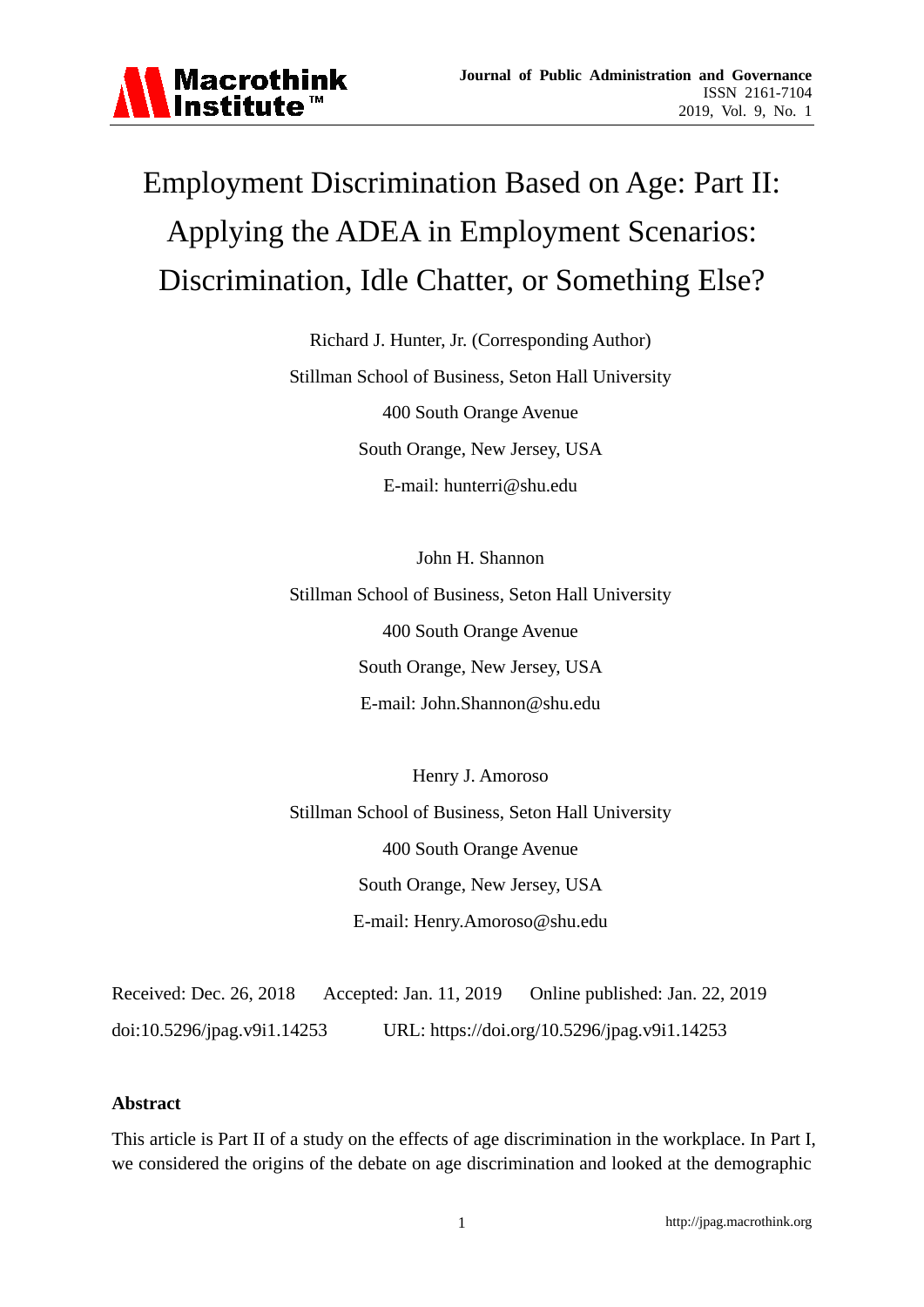# Employment Discrimination Based on Age: Part II: Applying the ADEA in Employment Scenarios: Discrimination, Idle Chatter, or Something Else?

Richard J. Hunter, Jr. (Corresponding Author)

Stillman School of Business, Seton Hall University

400 South Orange Avenue

South Orange, New Jersey, USA

E-mail: hunterri@shu.edu

John H. Shannon

Stillman School of Business, Seton Hall University

400 South Orange Avenue

South Orange, New Jersey, USA

E-mail: John.Shannon@shu.edu

Henry J. Amoroso

Stillman School of Business, Seton Hall University

400 South Orange Avenue

South Orange, New Jersey, USA

E-mail: Henry.Amoroso@shu.edu

Received: Dec. 26, 2018 Accepted: Jan. 11, 2019 Online published: Jan. 22, 2019

doi:10.5296/jpag.v9i1.14253 URL: https://doi.org/10.5296/jpag.v9i1.14253

**Abstract**

This article is Part II of a study on the effects of age discrimination in the workplace. In Part I, we considered the origins of the debate on age discrimination and looked at the demographic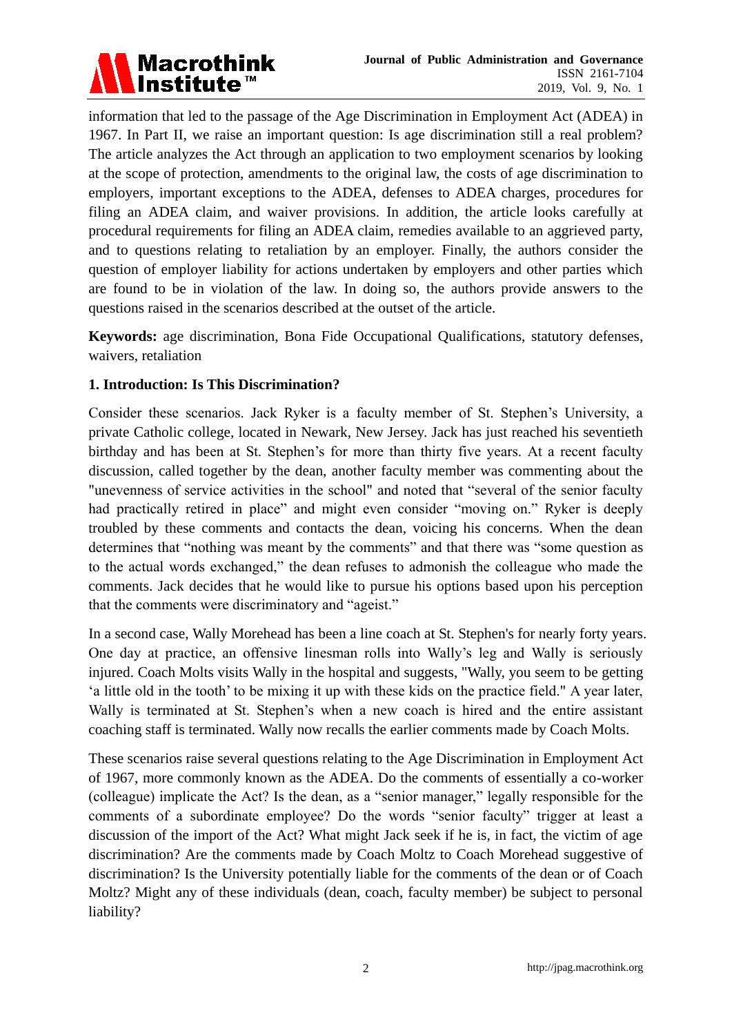information that led to the passage of the Age Discrimination in Employment Act (ADEA) in 1967. In Part II, we raise an important question: Is age discrimination still a real problem? The article analyzes the Act through an application to two employment scenarios by looking at the scope of protection, amendments to the original law, the costs of age discrimination to employers, important exceptions to the ADEA, defenses to ADEA charges, procedures for filing an ADEA claim, and waiver provisions. In addition, the article looks carefully at procedural requirements for filing an ADEA claim, remedies available to an aggrieved party, and to questions relating to retaliation by an employer. Finally, the authors consider the question of employer liability for actions undertaken by employers and other parties which are found to be in violation of the law. In doing so, the authors provide answers to the questions raised in the scenarios described at the outset of the article.

**Keywords:** age discrimination, Bona Fide Occupational Qualifications, statutory defenses, waivers, retaliation

## 1. Introduction: Is This Discrimination?

Consider these scenarios. Jack Ryker is a faculty member of St. Stephen's University, a private Catholic college, located in Newark, New Jersey. Jack has just reached his seventieth birthday and has been at St. Stephen's for more than thirty five years. At a recent faculty discussion, called together by the dean, another faculty member was commenting about the "unevenness of service activities in the school" and noted that "several of the senior faculty had practically retired in place" and might even consider "moving on." Ryker is deeply troubled by these comments and contacts the dean, voicing his concerns. When the dean determines that "nothing was meant by the comments" and that there was "some question as to the actual words exchanged," the dean refuses to admonish the colleague who made the comments. Jack decides that he would like to pursue his options based upon his perception that the comments were discriminatory and "ageist."

In a second case, Wally Morehead has been a line coach at St. Stephen's for nearly forty years. One day at practice, an offensive linesman rolls into Wally's leg and Wally is seriously injured. Coach Molts visits Wally in the hospital and suggests, "Wally, you seem to be getting 'a little old in the tooth' to be mixing it up with these kids on the practice field." A year later, Wally is terminated at St. Stephen's when a new coach is hired and the entire assistant coaching staff is terminated. Wally now recalls the earlier comments made by Coach Molts.

These scenarios raise several questions relating to the Age Discrimination in Employment Act of 1967, more commonly known as the ADEA. Do the comments of essentially a co-worker (colleague) implicate the Act? Is the dean, as a "senior manager," legally responsible for the comments of a subordinate employee? Do the words "senior faculty" trigger at least a discussion of the import of the Act? What might Jack seek if he is, in fact, the victim of age discrimination? Are the comments made by Coach Moltz to Coach Morehead suggestive of discrimination? Is the University potentially liable for the comments of the dean or of Coach Moltz? Might any of these individuals (dean, coach, faculty member) be subject to personal liability?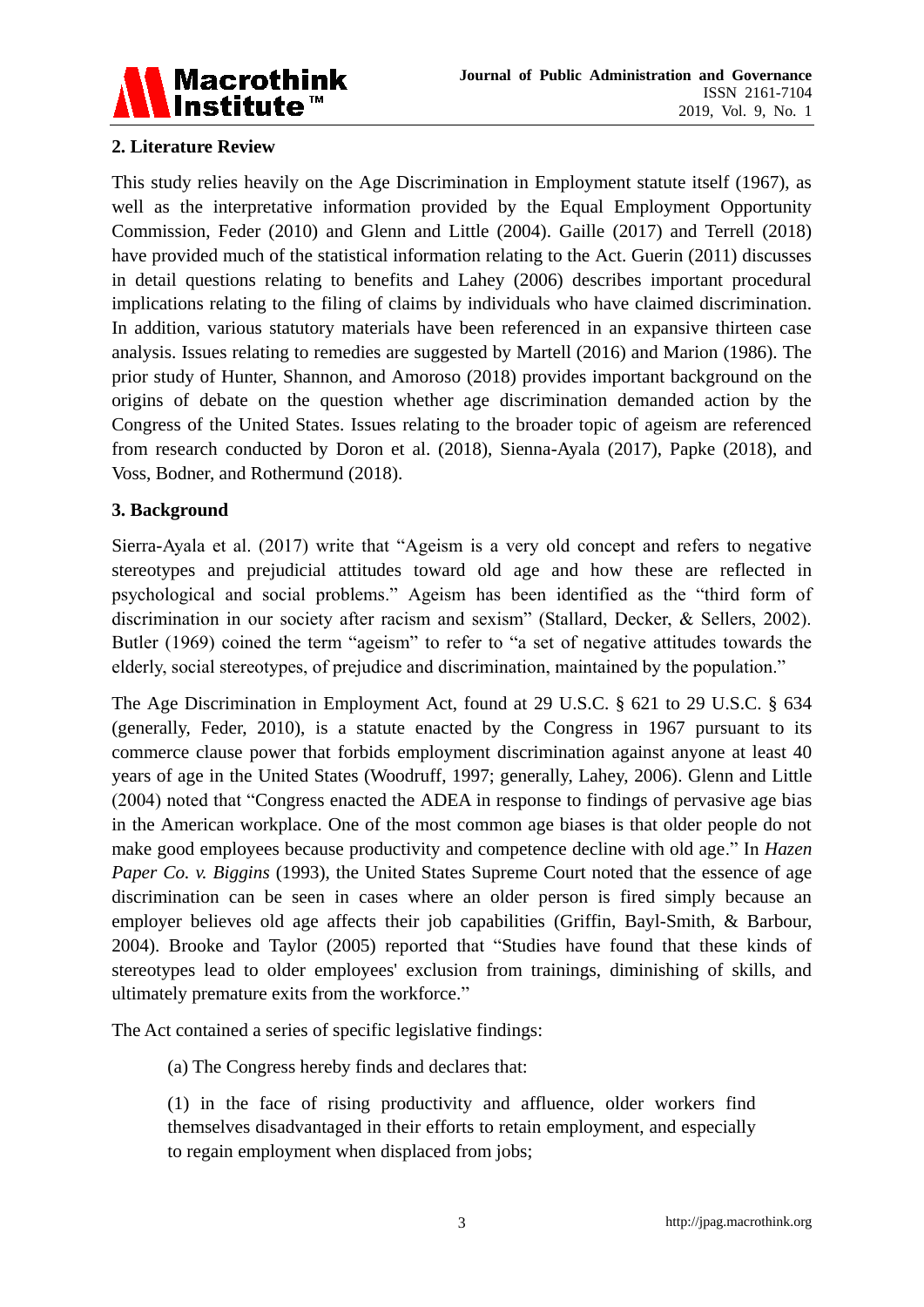## 2. Literature Review

This study relies heavily on the Age Discrimination in Employment statute itself (1967), as well as the interpretative information provided by the Equal Employment Opportunity Commission, Feder (2010) and Glenn and Little (2004). Gaille (2017) and Terrell (2018) have provided much of the statistical information relating to the Act. Guerin (2011) discusses in detail questions relating to benefits and Lahey (2006) describes important procedural implications relating to the filing of claims by individuals who have claimed discrimination. In addition, various statutory materials have been referenced in an expansive thirteen case analysis. Issues relating to remedies are suggested by Martell (2016) and Marion (1986). The prior study of Hunter, Shannon, and Amoroso (2018) provides important background on the origins of debate on the question whether age discrimination demanded action by the Congress of the United States. Issues relating to the broader topic of ageism are referenced from research conducted by Doron et al. (2018), Sienna-Ayala (2017), Papke (2018), and Voss, Bodner, and Rothermund (2018).

## 3. Background

Sierra-Ayala et al. (2017) write that "Ageism is a very old concept and refers to negative stereotypes and prejudicial attitudes toward old age and how these are reflected in psychological and social problems." Ageism has been identified as the "third form of discrimination in our society after racism and sexism" (Stallard, Decker, & Sellers, 2002). Butler (1969) coined the term "ageism" to refer to "a set of negative attitudes towards the elderly, social stereotypes, of prejudice and discrimination, maintained by the population."

The Age Discrimination in Employment Act, found at 29 U.S.C. § 621 to 29 U.S.C. § 634 (generally, Feder, 2010), is a statute enacted by the Congress in 1967 pursuant to its commerce clause power that forbids employment discrimination against anyone at least 40 years of age in the United States (Woodruff, 1997; generally, Lahey, 2006). Glenn and Little (2004) noted that "Congress enacted the ADEA in response to findings of pervasive age bias in the American workplace. One of the most common age biases is that older people do not make good employees because productivity and competence decline with old age." In *Hazen Paper Co. v. Biggins* (1993), the United States Supreme Court noted that the essence of age discrimination can be seen in cases where an older person is fired simply because an employer believes old age affects their job capabilities (Griffin, Bayl-Smith, & Barbour, 2004). Brooke and Taylor (2005) reported that "Studies have found that these kinds of stereotypes lead to older employees' exclusion from trainings, diminishing of skills, and ultimately premature exits from the workforce."

The Act contained a series of specific legislative findings:

> (a) The Congress hereby finds and declares that:
>
> (1) in the face of rising productivity and affluence, older workers find themselves disadvantaged in their efforts to retain employment, and especially to regain employment when displaced from jobs;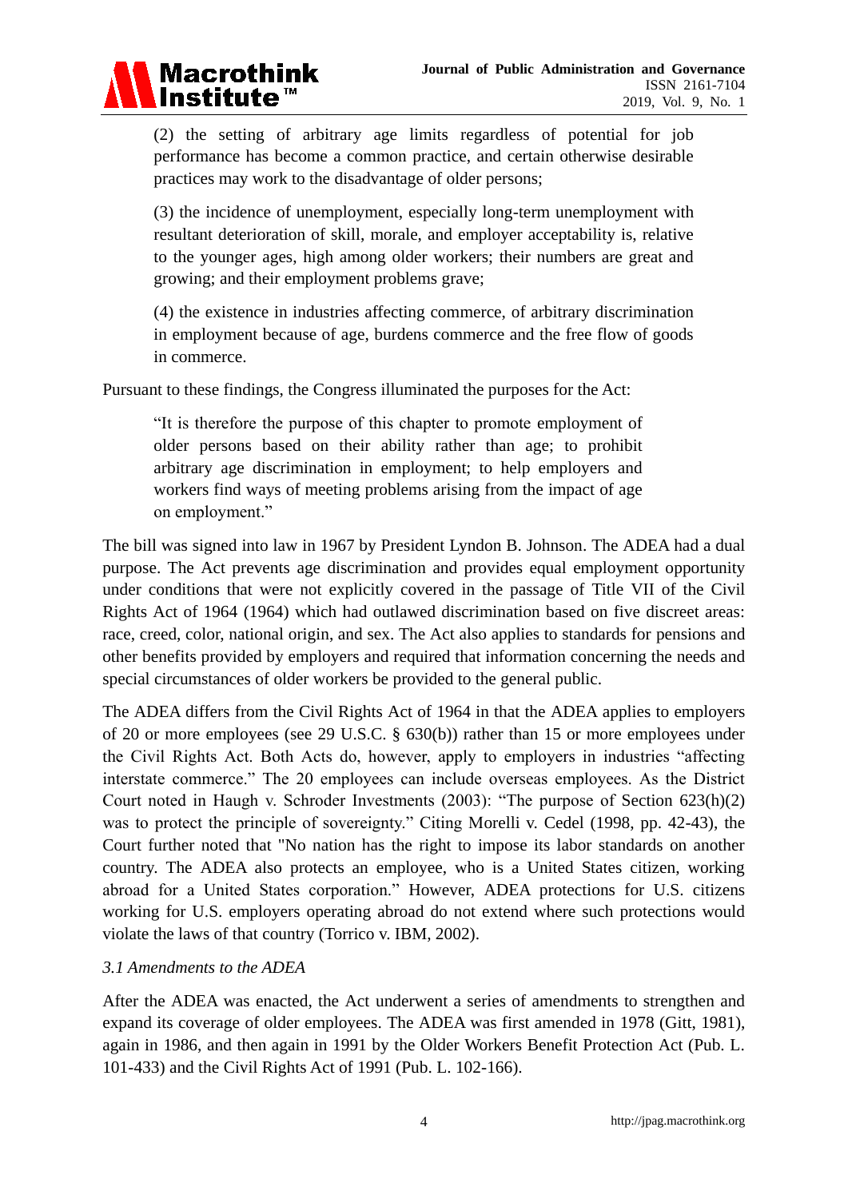(2) the setting of arbitrary age limits regardless of potential for job performance has become a common practice, and certain otherwise desirable practices may work to the disadvantage of older persons;

(3) the incidence of unemployment, especially long-term unemployment with resultant deterioration of skill, morale, and employer acceptability is, relative to the younger ages, high among older workers; their numbers are great and growing; and their employment problems grave;

(4) the existence in industries affecting commerce, of arbitrary discrimination in employment because of age, burdens commerce and the free flow of goods in commerce.

Pursuant to these findings, the Congress illuminated the purposes for the Act:

> "It is therefore the purpose of this chapter to promote employment of older persons based on their ability rather than age; to prohibit arbitrary age discrimination in employment; to help employers and workers find ways of meeting problems arising from the impact of age on employment."

The bill was signed into law in 1967 by President Lyndon B. Johnson. The ADEA had a dual purpose. The Act prevents age discrimination and provides equal employment opportunity under conditions that were not explicitly covered in the passage of Title VII of the Civil Rights Act of 1964 (1964) which had outlawed discrimination based on five discreet areas: race, creed, color, national origin, and sex. The Act also applies to standards for pensions and other benefits provided by employers and required that information concerning the needs and special circumstances of older workers be provided to the general public.

The ADEA differs from the Civil Rights Act of 1964 in that the ADEA applies to employers of 20 or more employees (see 29 U.S.C. § 630(b)) rather than 15 or more employees under the Civil Rights Act. Both Acts do, however, apply to employers in industries "affecting interstate commerce." The 20 employees can include overseas employees. As the District Court noted in Haugh v. Schroder Investments (2003): "The purpose of Section 623(h)(2) was to protect the principle of sovereignty." Citing Morelli v. Cedel (1998, pp. 42-43), the Court further noted that "No nation has the right to impose its labor standards on another country. The ADEA also protects an employee, who is a United States citizen, working abroad for a United States corporation." However, ADEA protections for U.S. citizens working for U.S. employers operating abroad do not extend where such protections would violate the laws of that country (Torrico v. IBM, 2002).

### *3.1 Amendments to the ADEA*

After the ADEA was enacted, the Act underwent a series of amendments to strengthen and expand its coverage of older employees. The ADEA was first amended in 1978 (Gitt, 1981), again in 1986, and then again in 1991 by the Older Workers Benefit Protection Act (Pub. L. 101-433) and the Civil Rights Act of 1991 (Pub. L. 102-166).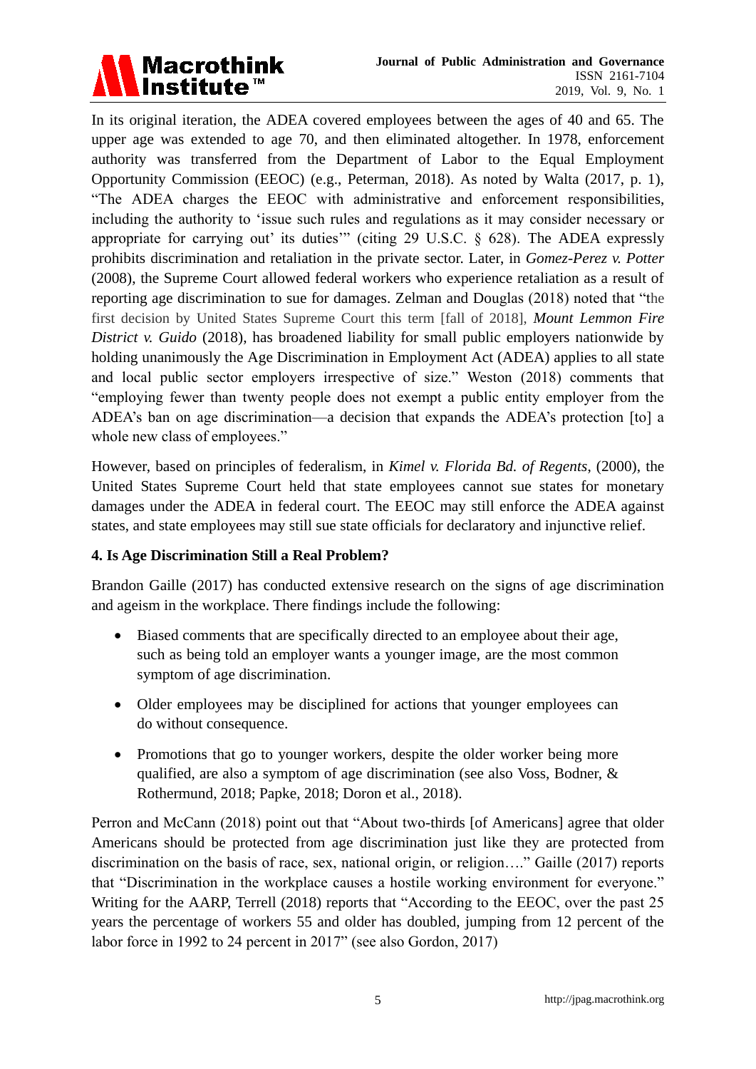In its original iteration, the ADEA covered employees between the ages of 40 and 65. The upper age was extended to age 70, and then eliminated altogether. In 1978, enforcement authority was transferred from the Department of Labor to the Equal Employment Opportunity Commission (EEOC) (e.g., Peterman, 2018). As noted by Walta (2017, p. 1), "The ADEA charges the EEOC with administrative and enforcement responsibilities, including the authority to 'issue such rules and regulations as it may consider necessary or appropriate for carrying out' its duties'" (citing 29 U.S.C. § 628). The ADEA expressly prohibits discrimination and retaliation in the private sector. Later, in *Gomez-Perez v. Potter* (2008), the Supreme Court allowed federal workers who experience retaliation as a result of reporting age discrimination to sue for damages. Zelman and Douglas (2018) noted that "the first decision by United States Supreme Court this term [fall of 2018], *Mount Lemmon Fire District v. Guido* (2018), has broadened liability for small public employers nationwide by holding unanimously the Age Discrimination in Employment Act (ADEA) applies to all state and local public sector employers irrespective of size." Weston (2018) comments that "employing fewer than twenty people does not exempt a public entity employer from the ADEA's ban on age discrimination—a decision that expands the ADEA's protection [to] a whole new class of employees."

However, based on principles of federalism, in *Kimel v. Florida Bd. of Regents*, (2000), the United States Supreme Court held that state employees cannot sue states for monetary damages under the ADEA in federal court. The EEOC may still enforce the ADEA against states, and state employees may still sue state officials for declaratory and injunctive relief.

## 4. Is Age Discrimination Still a Real Problem?

Brandon Gaille (2017) has conducted extensive research on the signs of age discrimination and ageism in the workplace. There findings include the following:

- Biased comments that are specifically directed to an employee about their age, such as being told an employer wants a younger image, are the most common symptom of age discrimination.
- Older employees may be disciplined for actions that younger employees can do without consequence.
- Promotions that go to younger workers, despite the older worker being more qualified, are also a symptom of age discrimination (see also Voss, Bodner, & Rothermund, 2018; Papke, 2018; Doron et al., 2018).

Perron and McCann (2018) point out that "About two-thirds [of Americans] agree that older Americans should be protected from age discrimination just like they are protected from discrimination on the basis of race, sex, national origin, or religion…." Gaille (2017) reports that "Discrimination in the workplace causes a hostile working environment for everyone." Writing for the AARP, Terrell (2018) reports that "According to the EEOC, over the past 25 years the percentage of workers 55 and older has doubled, jumping from 12 percent of the labor force in 1992 to 24 percent in 2017" (see also Gordon, 2017)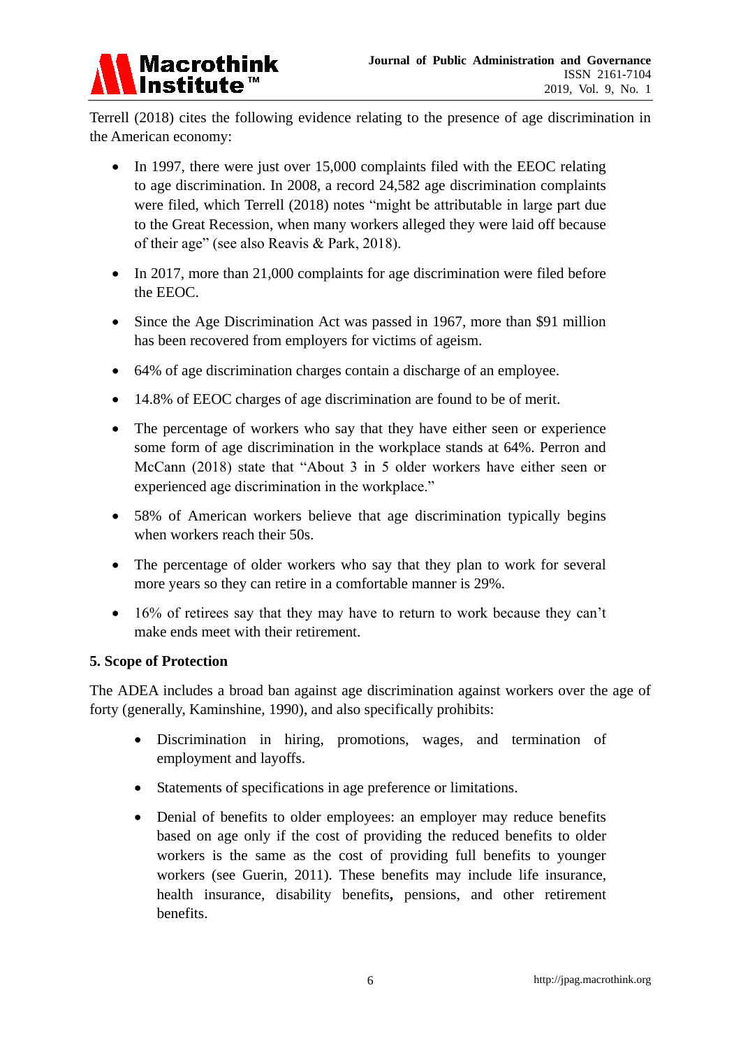Terrell (2018) cites the following evidence relating to the presence of age discrimination in the American economy:

- In 1997, there were just over 15,000 complaints filed with the EEOC relating to age discrimination. In 2008, a record 24,582 age discrimination complaints were filed, which Terrell (2018) notes "might be attributable in large part due to the Great Recession, when many workers alleged they were laid off because of their age" (see also Reavis & Park, 2018).
- In 2017, more than 21,000 complaints for age discrimination were filed before the EEOC.
- Since the Age Discrimination Act was passed in 1967, more than $91 million has been recovered from employers for victims of ageism.
- 64% of age discrimination charges contain a discharge of an employee.
- 14.8% of EEOC charges of age discrimination are found to be of merit.
- The percentage of workers who say that they have either seen or experience some form of age discrimination in the workplace stands at 64%. Perron and McCann (2018) state that "About 3 in 5 older workers have either seen or experienced age discrimination in the workplace."
- 58% of American workers believe that age discrimination typically begins when workers reach their 50s.
- The percentage of older workers who say that they plan to work for several more years so they can retire in a comfortable manner is 29%.
- 16% of retirees say that they may have to return to work because they can't make ends meet with their retirement.

## 5. Scope of Protection

The ADEA includes a broad ban against age discrimination against workers over the age of forty (generally, Kaminshine, 1990), and also specifically prohibits:

- Discrimination in hiring, promotions, wages, and termination of employment and layoffs.
- Statements of specifications in age preference or limitations.
- Denial of benefits to older employees: an employer may reduce benefits based on age only if the cost of providing the reduced benefits to older workers is the same as the cost of providing full benefits to younger workers (see Guerin, 2011). These benefits may include life insurance, health insurance, disability benefits**,** pensions, and other retirement benefits.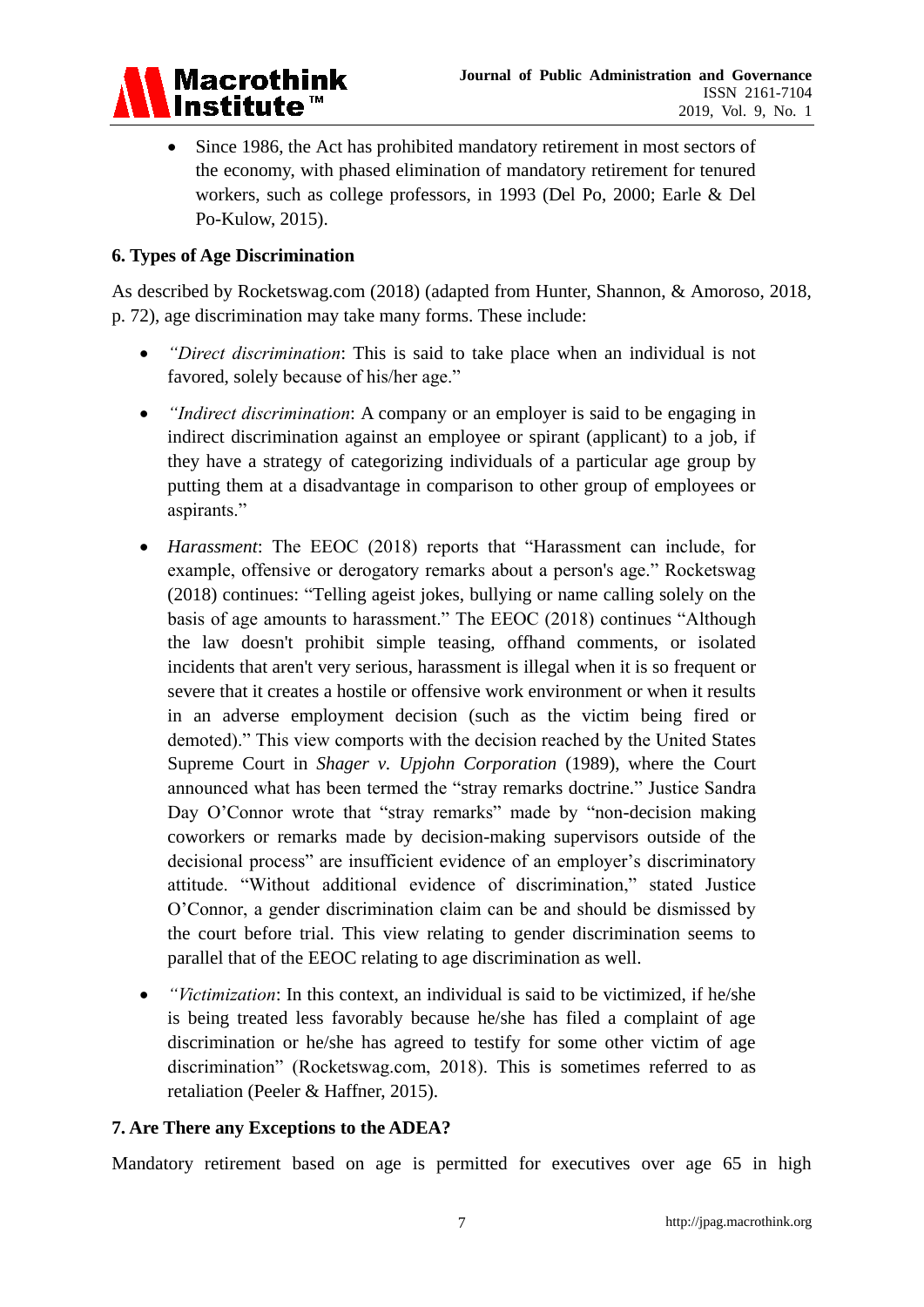- Since 1986, the Act has prohibited mandatory retirement in most sectors of the economy, with phased elimination of mandatory retirement for tenured workers, such as college professors, in 1993 (Del Po, 2000; Earle & Del Po-Kulow, 2015).

## 6. Types of Age Discrimination

As described by Rocketswag.com (2018) (adapted from Hunter, Shannon, & Amoroso, 2018, p. 72), age discrimination may take many forms. These include:

- *"Direct discrimination*: This is said to take place when an individual is not favored, solely because of his/her age."
- *"Indirect discrimination*: A company or an employer is said to be engaging in indirect discrimination against an employee or spirant (applicant) to a job, if they have a strategy of categorizing individuals of a particular age group by putting them at a disadvantage in comparison to other group of employees or aspirants."
- *Harassment*: The EEOC (2018) reports that "Harassment can include, for example, offensive or derogatory remarks about a person's age." Rocketswag (2018) continues: "Telling ageist jokes, bullying or name calling solely on the basis of age amounts to harassment." The EEOC (2018) continues "Although the law doesn't prohibit simple teasing, offhand comments, or isolated incidents that aren't very serious, harassment is illegal when it is so frequent or severe that it creates a hostile or offensive work environment or when it results in an adverse employment decision (such as the victim being fired or demoted)." This view comports with the decision reached by the United States Supreme Court in *Shager v. Upjohn Corporation* (1989), where the Court announced what has been termed the "stray remarks doctrine." Justice Sandra Day O'Connor wrote that "stray remarks" made by "non-decision making coworkers or remarks made by decision-making supervisors outside of the decisional process" are insufficient evidence of an employer's discriminatory attitude. "Without additional evidence of discrimination," stated Justice O'Connor, a gender discrimination claim can be and should be dismissed by the court before trial. This view relating to gender discrimination seems to parallel that of the EEOC relating to age discrimination as well.
- *"Victimization*: In this context, an individual is said to be victimized, if he/she is being treated less favorably because he/she has filed a complaint of age discrimination or he/she has agreed to testify for some other victim of age discrimination" (Rocketswag.com, 2018). This is sometimes referred to as retaliation (Peeler & Haffner, 2015).

## 7. Are There any Exceptions to the ADEA?

Mandatory retirement based on age is permitted for executives over age 65 in high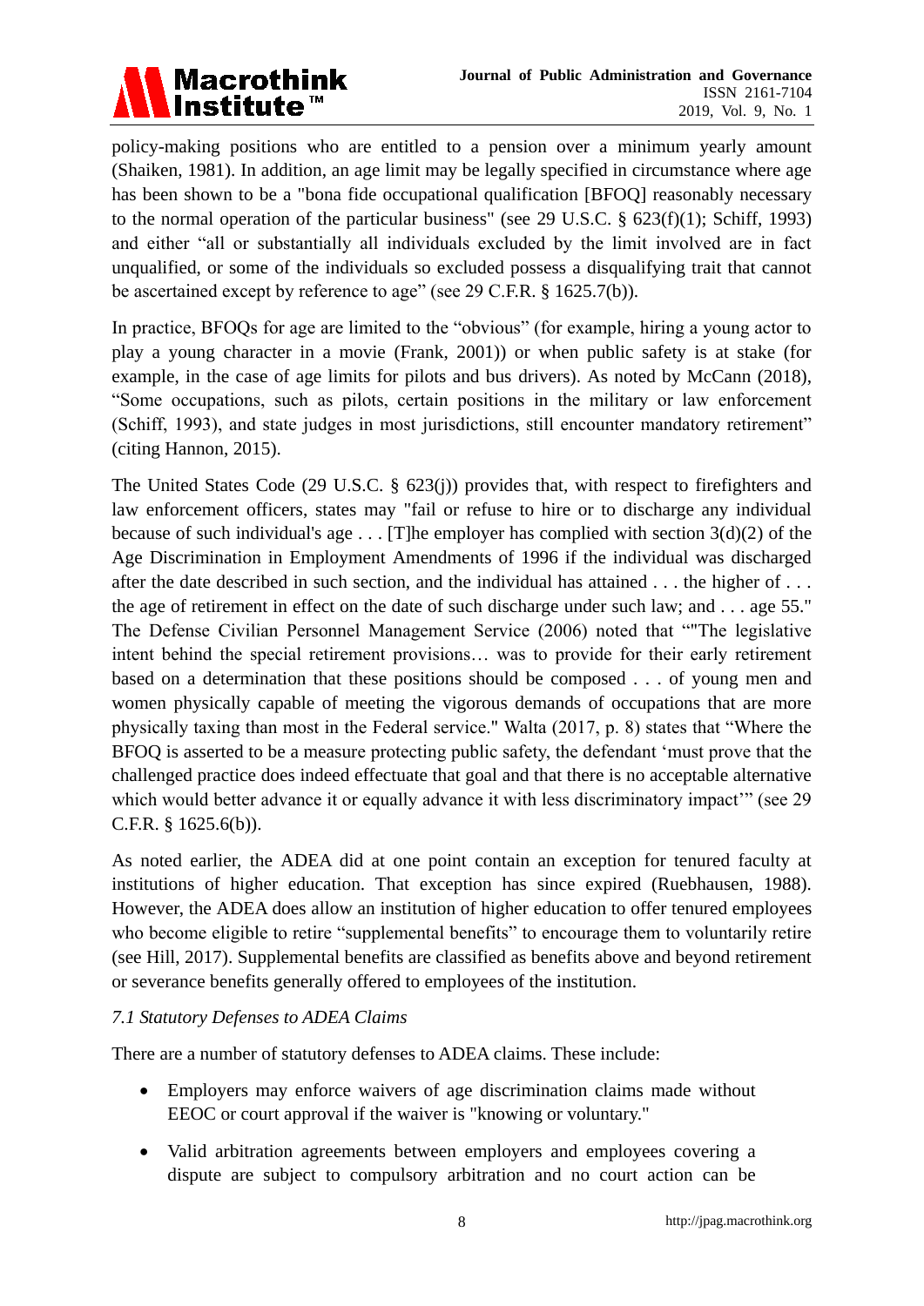policy-making positions who are entitled to a pension over a minimum yearly amount (Shaiken, 1981). In addition, an age limit may be legally specified in circumstance where age has been shown to be a "bona fide occupational qualification [BFOQ] reasonably necessary to the normal operation of the particular business" (see 29 U.S.C. § 623(f)(1); Schiff, 1993) and either "all or substantially all individuals excluded by the limit involved are in fact unqualified, or some of the individuals so excluded possess a disqualifying trait that cannot be ascertained except by reference to age" (see 29 C.F.R. § 1625.7(b)).

In practice, BFOQs for age are limited to the "obvious" (for example, hiring a young actor to play a young character in a movie (Frank, 2001)) or when public safety is at stake (for example, in the case of age limits for pilots and bus drivers). As noted by McCann (2018), "Some occupations, such as pilots, certain positions in the military or law enforcement (Schiff, 1993), and state judges in most jurisdictions, still encounter mandatory retirement" (citing Hannon, 2015).

The United States Code (29 U.S.C. § 623(j)) provides that, with respect to firefighters and law enforcement officers, states may "fail or refuse to hire or to discharge any individual because of such individual's age . . . [T]he employer has complied with section 3(d)(2) of the Age Discrimination in Employment Amendments of 1996 if the individual was discharged after the date described in such section, and the individual has attained . . . the higher of . . . the age of retirement in effect on the date of such discharge under such law; and . . . age 55." The Defense Civilian Personnel Management Service (2006) noted that ""The legislative intent behind the special retirement provisions… was to provide for their early retirement based on a determination that these positions should be composed . . . of young men and women physically capable of meeting the vigorous demands of occupations that are more physically taxing than most in the Federal service." Walta (2017, p. 8) states that "Where the BFOQ is asserted to be a measure protecting public safety, the defendant 'must prove that the challenged practice does indeed effectuate that goal and that there is no acceptable alternative which would better advance it or equally advance it with less discriminatory impact'" (see 29 C.F.R. § 1625.6(b)).

As noted earlier, the ADEA did at one point contain an exception for tenured faculty at institutions of higher education. That exception has since expired (Ruebhausen, 1988). However, the ADEA does allow an institution of higher education to offer tenured employees who become eligible to retire "supplemental benefits" to encourage them to voluntarily retire (see Hill, 2017). Supplemental benefits are classified as benefits above and beyond retirement or severance benefits generally offered to employees of the institution.

### *7.1 Statutory Defenses to ADEA Claims*

There are a number of statutory defenses to ADEA claims. These include:

- Employers may enforce waivers of age discrimination claims made without EEOC or court approval if the waiver is "knowing or voluntary."
- Valid arbitration agreements between employers and employees covering a dispute are subject to compulsory arbitration and no court action can be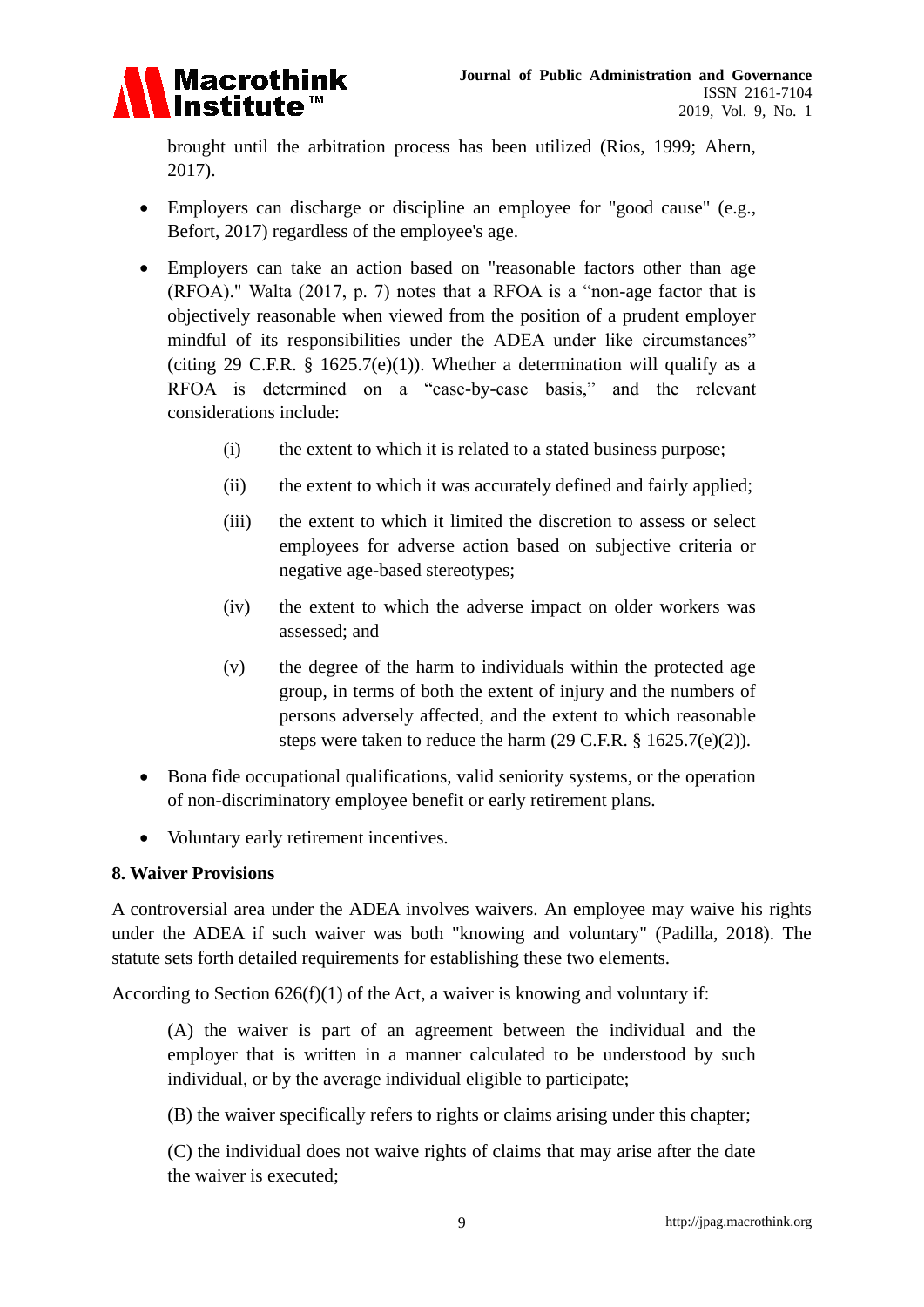brought until the arbitration process has been utilized (Rios, 1999; Ahern, 2017).

- Employers can discharge or discipline an employee for "good cause" (e.g., Befort, 2017) regardless of the employee's age.
- Employers can take an action based on "reasonable factors other than age (RFOA)." Walta (2017, p. 7) notes that a RFOA is a "non-age factor that is objectively reasonable when viewed from the position of a prudent employer mindful of its responsibilities under the ADEA under like circumstances" (citing 29 C.F.R. § 1625.7(e)(1)). Whether a determination will qualify as a RFOA is determined on a "case-by-case basis," and the relevant considerations include:

  (i) the extent to which it is related to a stated business purpose;

  (ii) the extent to which it was accurately defined and fairly applied;

  (iii) the extent to which it limited the discretion to assess or select employees for adverse action based on subjective criteria or negative age-based stereotypes;

  (iv) the extent to which the adverse impact on older workers was assessed; and

  (v) the degree of the harm to individuals within the protected age group, in terms of both the extent of injury and the numbers of persons adversely affected, and the extent to which reasonable steps were taken to reduce the harm (29 C.F.R. § 1625.7(e)(2)).

- Bona fide occupational qualifications, valid seniority systems, or the operation of non-discriminatory employee benefit or early retirement plans.
- Voluntary early retirement incentives.

## 8. Waiver Provisions

A controversial area under the ADEA involves waivers. An employee may waive his rights under the ADEA if such waiver was both "knowing and voluntary" (Padilla, 2018). The statute sets forth detailed requirements for establishing these two elements.

According to Section 626(f)(1) of the Act, a waiver is knowing and voluntary if:

> (A) the waiver is part of an agreement between the individual and the employer that is written in a manner calculated to be understood by such individual, or by the average individual eligible to participate;
>
> (B) the waiver specifically refers to rights or claims arising under this chapter;
>
> (C) the individual does not waive rights of claims that may arise after the date the waiver is executed;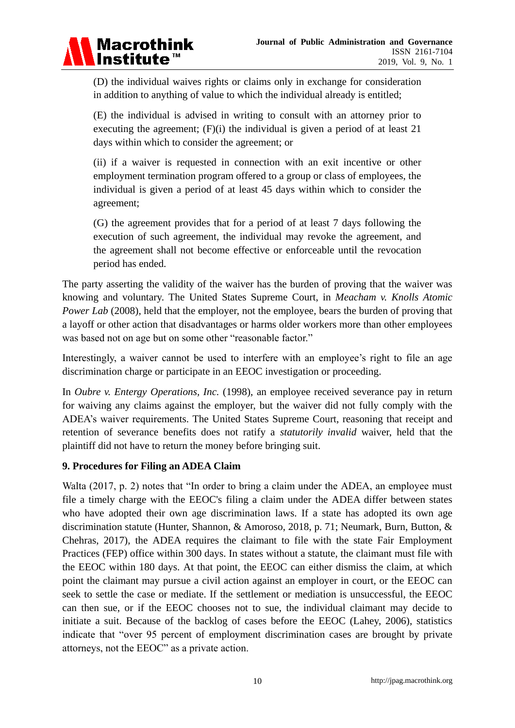(D) the individual waives rights or claims only in exchange for consideration in addition to anything of value to which the individual already is entitled;

(E) the individual is advised in writing to consult with an attorney prior to executing the agreement; (F)(i) the individual is given a period of at least 21 days within which to consider the agreement; or

(ii) if a waiver is requested in connection with an exit incentive or other employment termination program offered to a group or class of employees, the individual is given a period of at least 45 days within which to consider the agreement;

(G) the agreement provides that for a period of at least 7 days following the execution of such agreement, the individual may revoke the agreement, and the agreement shall not become effective or enforceable until the revocation period has ended.

The party asserting the validity of the waiver has the burden of proving that the waiver was knowing and voluntary. The United States Supreme Court, in *Meacham v. Knolls Atomic Power Lab* (2008), held that the employer, not the employee, bears the burden of proving that a layoff or other action that disadvantages or harms older workers more than other employees was based not on age but on some other "reasonable factor."

Interestingly, a waiver cannot be used to interfere with an employee's right to file an age discrimination charge or participate in an EEOC investigation or proceeding.

In *Oubre v. Entergy Operations, Inc.* (1998), an employee received severance pay in return for waiving any claims against the employer, but the waiver did not fully comply with the ADEA's waiver requirements. The United States Supreme Court, reasoning that receipt and retention of severance benefits does not ratify a *statutorily invalid* waiver, held that the plaintiff did not have to return the money before bringing suit.

## 9. Procedures for Filing an ADEA Claim

Walta (2017, p. 2) notes that "In order to bring a claim under the ADEA, an employee must file a timely charge with the EEOC's filing a claim under the ADEA differ between states who have adopted their own age discrimination laws. If a state has adopted its own age discrimination statute (Hunter, Shannon, & Amoroso, 2018, p. 71; Neumark, Burn, Button, & Chehras, 2017), the ADEA requires the claimant to file with the state Fair Employment Practices (FEP) office within 300 days. In states without a statute, the claimant must file with the EEOC within 180 days. At that point, the EEOC can either dismiss the claim, at which point the claimant may pursue a civil action against an employer in court, or the EEOC can seek to settle the case or mediate. If the settlement or mediation is unsuccessful, the EEOC can then sue, or if the EEOC chooses not to sue, the individual claimant may decide to initiate a suit. Because of the backlog of cases before the EEOC (Lahey, 2006), statistics indicate that "over 95 percent of employment discrimination cases are brought by private attorneys, not the EEOC" as a private action.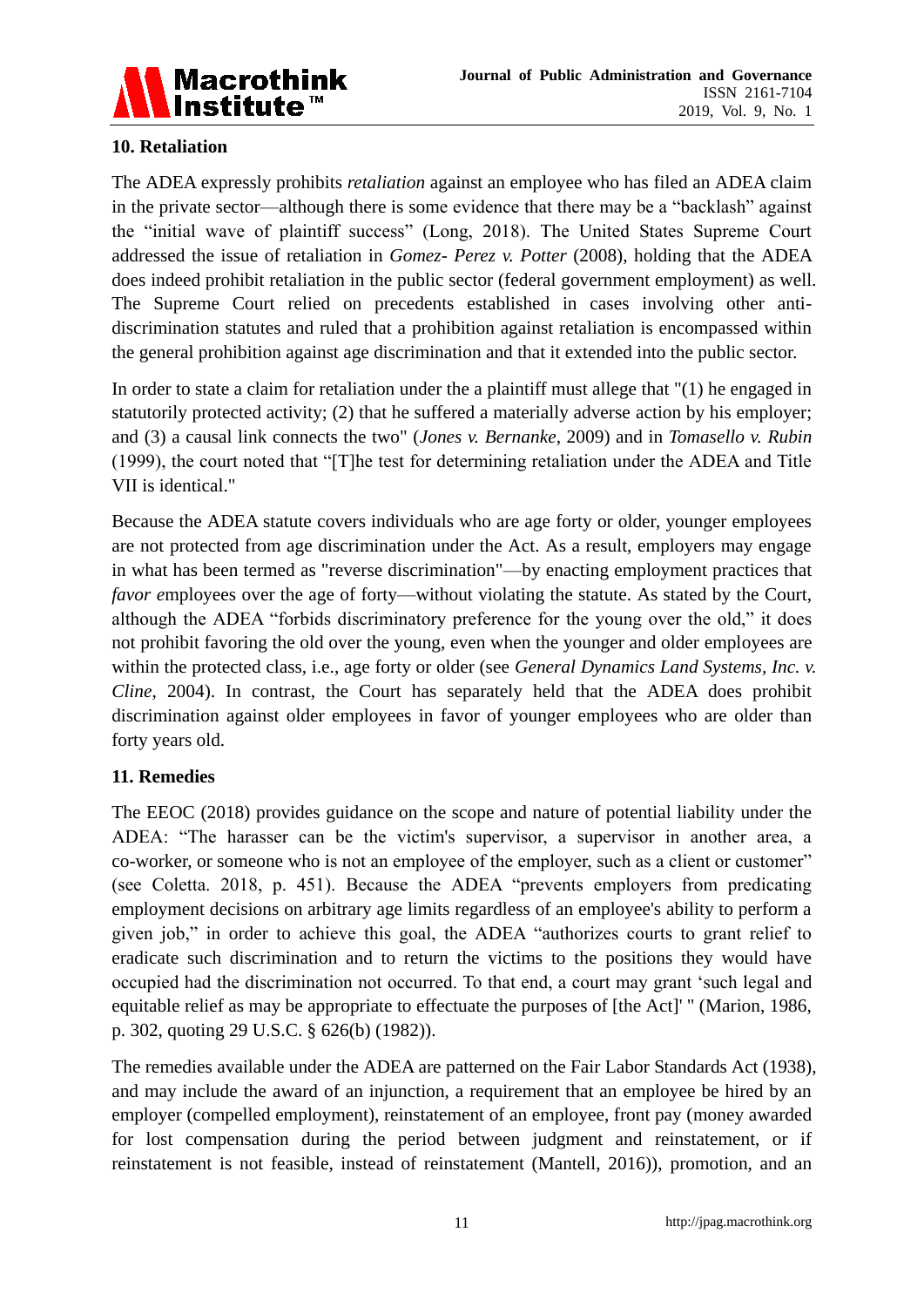## 10. Retaliation

The ADEA expressly prohibits *retaliation* against an employee who has filed an ADEA claim in the private sector—although there is some evidence that there may be a "backlash" against the "initial wave of plaintiff success" (Long, 2018). The United States Supreme Court addressed the issue of retaliation in *Gomez- Perez v. Potter* (2008), holding that the ADEA does indeed prohibit retaliation in the public sector (federal government employment) as well. The Supreme Court relied on precedents established in cases involving other anti-discrimination statutes and ruled that a prohibition against retaliation is encompassed within the general prohibition against age discrimination and that it extended into the public sector.

In order to state a claim for retaliation under the a plaintiff must allege that "(1) he engaged in statutorily protected activity; (2) that he suffered a materially adverse action by his employer; and (3) a causal link connects the two" (*Jones v. Bernanke*, 2009) and in *Tomasello v. Rubin* (1999), the court noted that "[T]he test for determining retaliation under the ADEA and Title VII is identical."

Because the ADEA statute covers individuals who are age forty or older, younger employees are not protected from age discrimination under the Act. As a result, employers may engage in what has been termed as "reverse discrimination"—by enacting employment practices that *favor e*mployees over the age of forty—without violating the statute. As stated by the Court, although the ADEA "forbids discriminatory preference for the young over the old," it does not prohibit favoring the old over the young, even when the younger and older employees are within the protected class, i.e., age forty or older (see *General Dynamics Land Systems, Inc. v. Cline*, 2004). In contrast, the Court has separately held that the ADEA does prohibit discrimination against older employees in favor of younger employees who are older than forty years old.

## 11. Remedies

The EEOC (2018) provides guidance on the scope and nature of potential liability under the ADEA: "The harasser can be the victim's supervisor, a supervisor in another area, a co-worker, or someone who is not an employee of the employer, such as a client or customer" (see Coletta. 2018, p. 451). Because the ADEA "prevents employers from predicating employment decisions on arbitrary age limits regardless of an employee's ability to perform a given job," in order to achieve this goal, the ADEA "authorizes courts to grant relief to eradicate such discrimination and to return the victims to the positions they would have occupied had the discrimination not occurred. To that end, a court may grant 'such legal and equitable relief as may be appropriate to effectuate the purposes of [the Act]' " (Marion, 1986, p. 302, quoting 29 U.S.C. § 626(b) (1982)).

The remedies available under the ADEA are patterned on the Fair Labor Standards Act (1938), and may include the award of an injunction, a requirement that an employee be hired by an employer (compelled employment), reinstatement of an employee, front pay (money awarded for lost compensation during the period between judgment and reinstatement, or if reinstatement is not feasible, instead of reinstatement (Mantell, 2016)), promotion, and an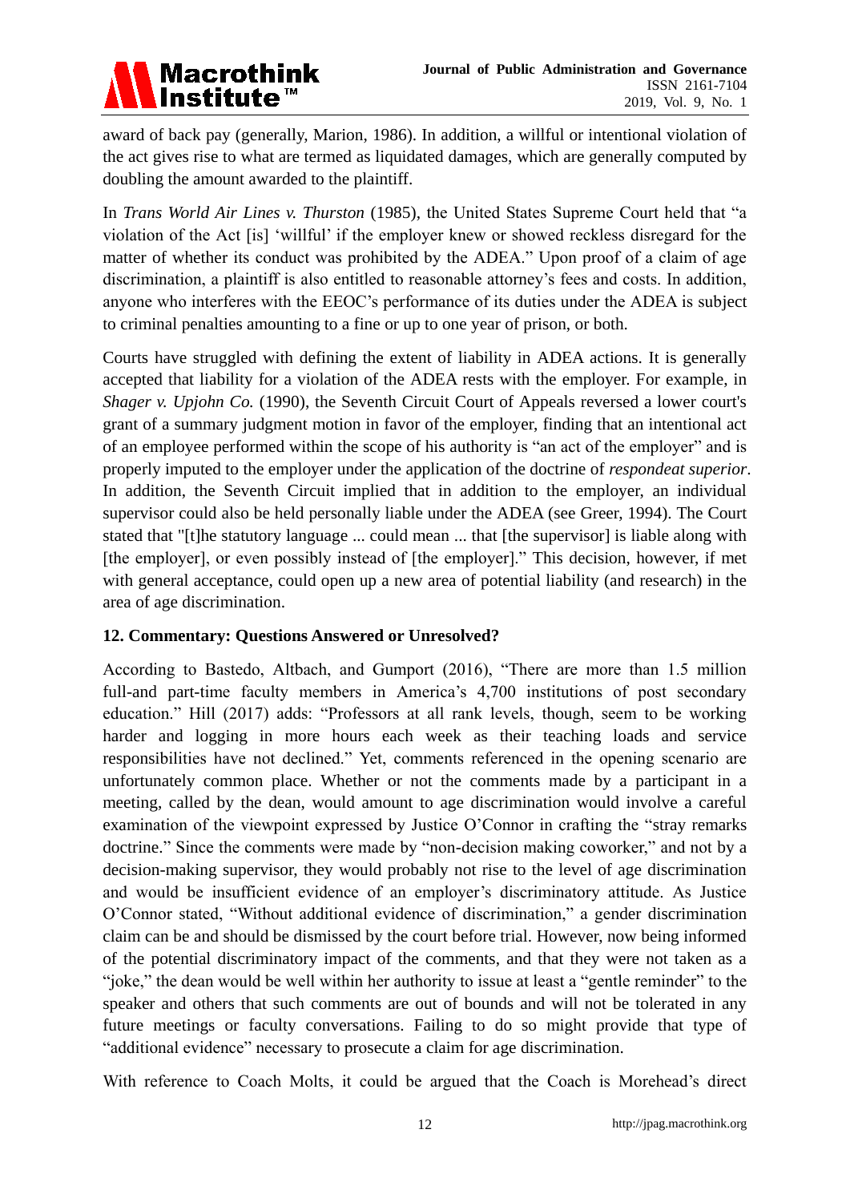award of back pay (generally, Marion, 1986). In addition, a willful or intentional violation of the act gives rise to what are termed as liquidated damages, which are generally computed by doubling the amount awarded to the plaintiff.

In *Trans World Air Lines v. Thurston* (1985), the United States Supreme Court held that "a violation of the Act [is] 'willful' if the employer knew or showed reckless disregard for the matter of whether its conduct was prohibited by the ADEA." Upon proof of a claim of age discrimination, a plaintiff is also entitled to reasonable attorney's fees and costs. In addition, anyone who interferes with the EEOC's performance of its duties under the ADEA is subject to criminal penalties amounting to a fine or up to one year of prison, or both.

Courts have struggled with defining the extent of liability in ADEA actions. It is generally accepted that liability for a violation of the ADEA rests with the employer. For example, in *Shager v. Upjohn Co.* (1990), the Seventh Circuit Court of Appeals reversed a lower court's grant of a summary judgment motion in favor of the employer, finding that an intentional act of an employee performed within the scope of his authority is "an act of the employer" and is properly imputed to the employer under the application of the doctrine of *respondeat superior*. In addition, the Seventh Circuit implied that in addition to the employer, an individual supervisor could also be held personally liable under the ADEA (see Greer, 1994). The Court stated that "[t]he statutory language ... could mean ... that [the supervisor] is liable along with [the employer], or even possibly instead of [the employer]." This decision, however, if met with general acceptance, could open up a new area of potential liability (and research) in the area of age discrimination.

## 12. Commentary: Questions Answered or Unresolved?

According to Bastedo, Altbach, and Gumport (2016), "There are more than 1.5 million full-and part-time faculty members in America's 4,700 institutions of post secondary education." Hill (2017) adds: "Professors at all rank levels, though, seem to be working harder and logging in more hours each week as their teaching loads and service responsibilities have not declined." Yet, comments referenced in the opening scenario are unfortunately common place. Whether or not the comments made by a participant in a meeting, called by the dean, would amount to age discrimination would involve a careful examination of the viewpoint expressed by Justice O'Connor in crafting the "stray remarks doctrine." Since the comments were made by "non-decision making coworker," and not by a decision-making supervisor, they would probably not rise to the level of age discrimination and would be insufficient evidence of an employer's discriminatory attitude. As Justice O'Connor stated, "Without additional evidence of discrimination," a gender discrimination claim can be and should be dismissed by the court before trial. However, now being informed of the potential discriminatory impact of the comments, and that they were not taken as a "joke," the dean would be well within her authority to issue at least a "gentle reminder" to the speaker and others that such comments are out of bounds and will not be tolerated in any future meetings or faculty conversations. Failing to do so might provide that type of "additional evidence" necessary to prosecute a claim for age discrimination.

With reference to Coach Molts, it could be argued that the Coach is Morehead's direct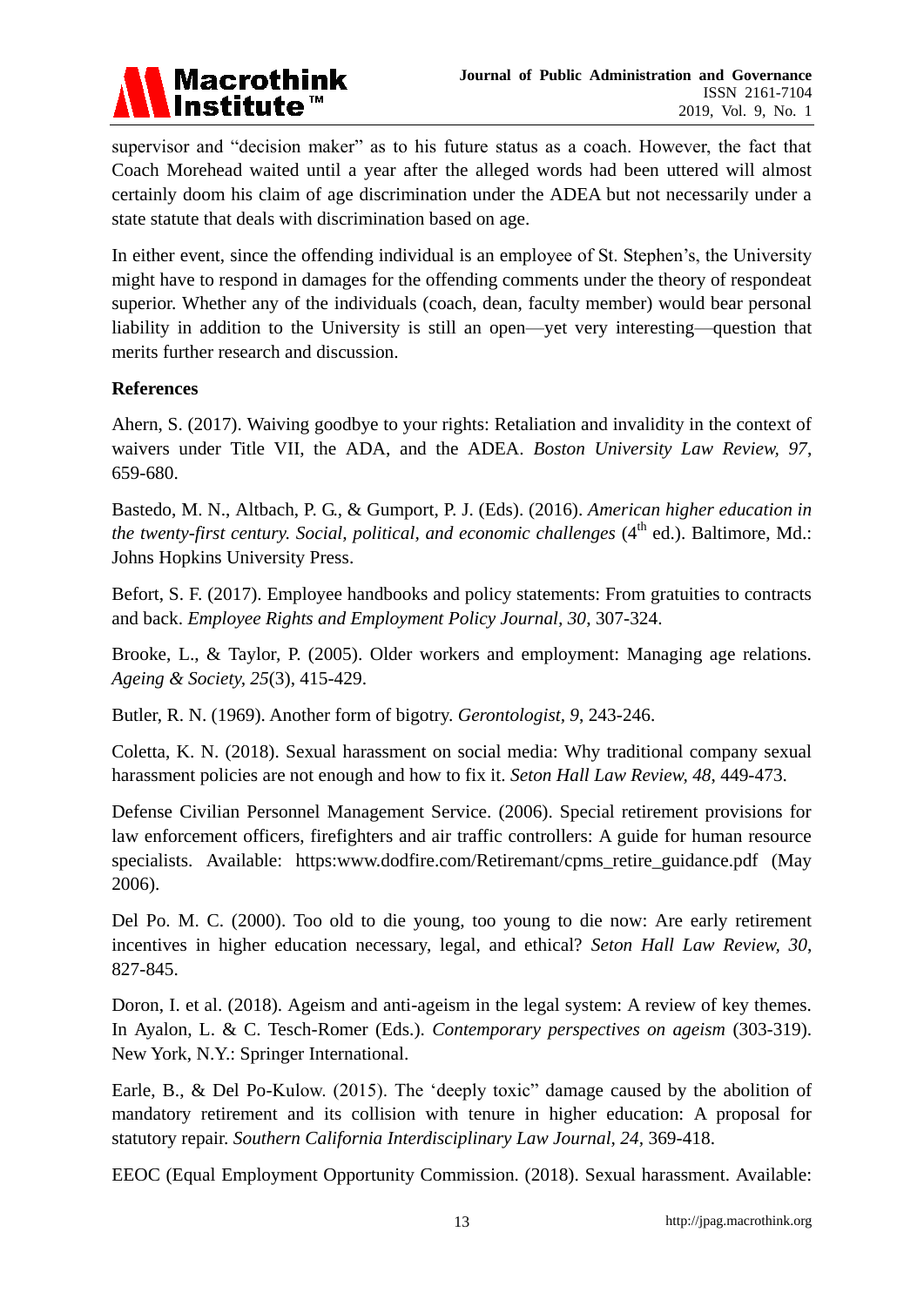supervisor and "decision maker" as to his future status as a coach. However, the fact that Coach Morehead waited until a year after the alleged words had been uttered will almost certainly doom his claim of age discrimination under the ADEA but not necessarily under a state statute that deals with discrimination based on age.

In either event, since the offending individual is an employee of St. Stephen's, the University might have to respond in damages for the offending comments under the theory of respondeat superior. Whether any of the individuals (coach, dean, faculty member) would bear personal liability in addition to the University is still an open—yet very interesting—question that merits further research and discussion.

**References**

Ahern, S. (2017). Waiving goodbye to your rights: Retaliation and invalidity in the context of waivers under Title VII, the ADA, and the ADEA. *Boston University Law Review, 97*, 659-680.

Bastedo, M. N., Altbach, P. G., & Gumport, P. J. (Eds). (2016). *American higher education in the twenty-first century. Social, political, and economic challenges* (4th ed.). Baltimore, Md.: Johns Hopkins University Press.

Befort, S. F. (2017). Employee handbooks and policy statements: From gratuities to contracts and back. *Employee Rights and Employment Policy Journal, 30*, 307-324.

Brooke, L., & Taylor, P. (2005). Older workers and employment: Managing age relations. *Ageing & Society, 25*(3), 415-429.

Butler, R. N. (1969). Another form of bigotry. *Gerontologist, 9*, 243-246.

Coletta, K. N. (2018). Sexual harassment on social media: Why traditional company sexual harassment policies are not enough and how to fix it. *Seton Hall Law Review, 48*, 449-473.

Defense Civilian Personnel Management Service. (2006). Special retirement provisions for law enforcement officers, firefighters and air traffic controllers: A guide for human resource specialists. Available: https:www.dodfire.com/Retiremant/cpms_retire_guidance.pdf (May 2006).

Del Po. M. C. (2000). Too old to die young, too young to die now: Are early retirement incentives in higher education necessary, legal, and ethical? *Seton Hall Law Review, 30*, 827-845.

Doron, I. et al. (2018). Ageism and anti-ageism in the legal system: A review of key themes. In Ayalon, L. & C. Tesch-Romer (Eds.). *Contemporary perspectives on ageism* (303-319). New York, N.Y.: Springer International.

Earle, B., & Del Po-Kulow. (2015). The 'deeply toxic" damage caused by the abolition of mandatory retirement and its collision with tenure in higher education: A proposal for statutory repair. *Southern California Interdisciplinary Law Journal, 24*, 369-418.

EEOC (Equal Employment Opportunity Commission. (2018). Sexual harassment. Available: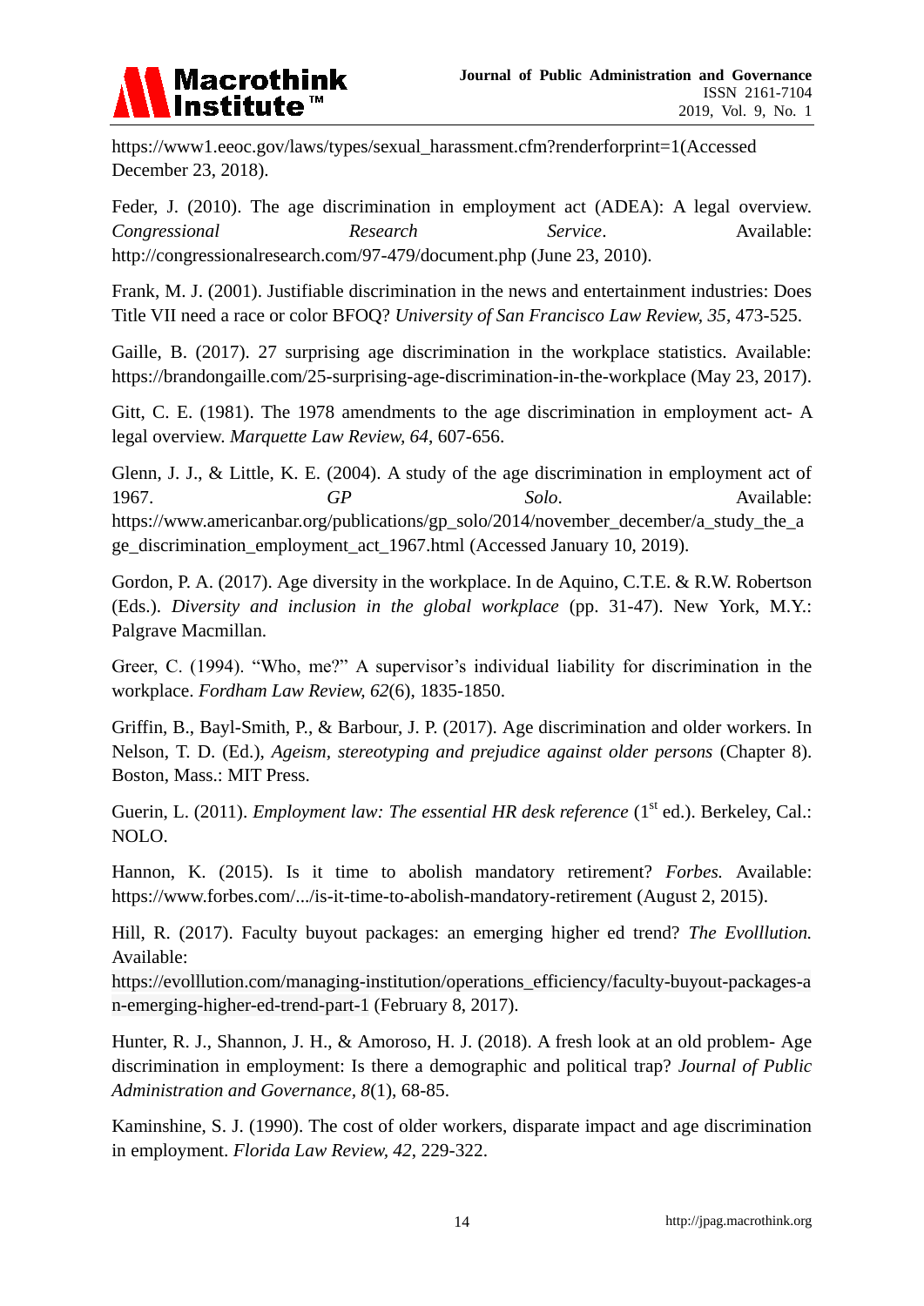https://www1.eeoc.gov/laws/types/sexual_harassment.cfm?renderforprint=1(Accessed December 23, 2018).

Feder, J. (2010). The age discrimination in employment act (ADEA): A legal overview. *Congressional Research Service*. Available: http://congressionalresearch.com/97-479/document.php (June 23, 2010).

Frank, M. J. (2001). Justifiable discrimination in the news and entertainment industries: Does Title VII need a race or color BFOQ? *University of San Francisco Law Review, 35*, 473-525.

Gaille, B. (2017). 27 surprising age discrimination in the workplace statistics. Available: https://brandongaille.com/25-surprising-age-discrimination-in-the-workplace (May 23, 2017).

Gitt, C. E. (1981). The 1978 amendments to the age discrimination in employment act- A legal overview. *Marquette Law Review, 64*, 607-656.

Glenn, J. J., & Little, K. E. (2004). A study of the age discrimination in employment act of 1967. *GP Solo*. Available: https://www.americanbar.org/publications/gp_solo/2014/november_december/a_study_the_age_discrimination_employment_act_1967.html (Accessed January 10, 2019).

Gordon, P. A. (2017). Age diversity in the workplace. In de Aquino, C.T.E. & R.W. Robertson (Eds.). *Diversity and inclusion in the global workplace* (pp. 31-47). New York, M.Y.: Palgrave Macmillan.

Greer, C. (1994). "Who, me?" A supervisor's individual liability for discrimination in the workplace. *Fordham Law Review, 62*(6), 1835-1850.

Griffin, B., Bayl-Smith, P., & Barbour, J. P. (2017). Age discrimination and older workers. In Nelson, T. D. (Ed.), *Ageism, stereotyping and prejudice against older persons* (Chapter 8). Boston, Mass.: MIT Press.

Guerin, L. (2011). *Employment law: The essential HR desk reference* (1st ed.). Berkeley, Cal.: NOLO.

Hannon, K. (2015). Is it time to abolish mandatory retirement? *Forbes.* Available: https://www.forbes.com/.../is-it-time-to-abolish-mandatory-retirement (August 2, 2015).

Hill, R. (2017). Faculty buyout packages: an emerging higher ed trend? *The Evolllution.* Available: https://evolllution.com/managing-institution/operations_efficiency/faculty-buyout-packages-an-emerging-higher-ed-trend-part-1 (February 8, 2017).

Hunter, R. J., Shannon, J. H., & Amoroso, H. J. (2018). A fresh look at an old problem- Age discrimination in employment: Is there a demographic and political trap? *Journal of Public Administration and Governance, 8*(1), 68-85.

Kaminshine, S. J. (1990). The cost of older workers, disparate impact and age discrimination in employment. *Florida Law Review, 42*, 229-322.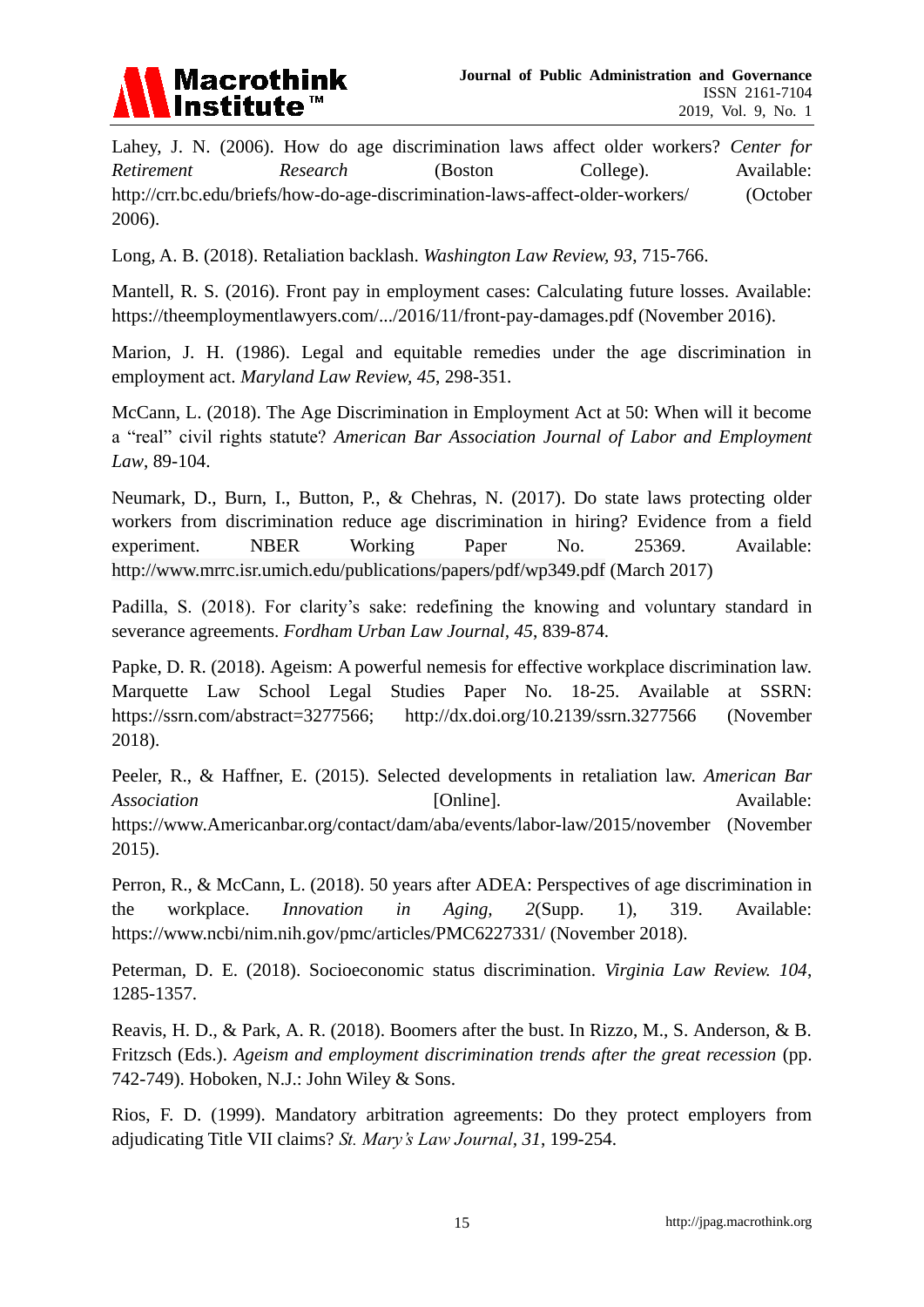Lahey, J. N. (2006). How do age discrimination laws affect older workers? *Center for Retirement Research* (Boston College). Available: http://crr.bc.edu/briefs/how-do-age-discrimination-laws-affect-older-workers/ (October 2006).

Long, A. B. (2018). Retaliation backlash. *Washington Law Review, 93*, 715-766.

Mantell, R. S. (2016). Front pay in employment cases: Calculating future losses. Available: https://theemploymentlawyers.com/.../2016/11/front-pay-damages.pdf (November 2016).

Marion, J. H. (1986). Legal and equitable remedies under the age discrimination in employment act. *Maryland Law Review, 45*, 298-351.

McCann, L. (2018). The Age Discrimination in Employment Act at 50: When will it become a "real" civil rights statute? *American Bar Association Journal of Labor and Employment Law*, 89-104.

Neumark, D., Burn, I., Button, P., & Chehras, N. (2017). Do state laws protecting older workers from discrimination reduce age discrimination in hiring? Evidence from a field experiment. NBER Working Paper No. 25369. Available: http://www.mrrc.isr.umich.edu/publications/papers/pdf/wp349.pdf (March 2017)

Padilla, S. (2018). For clarity's sake: redefining the knowing and voluntary standard in severance agreements. *Fordham Urban Law Journal*, *45*, 839-874.

Papke, D. R. (2018). Ageism: A powerful nemesis for effective workplace discrimination law. Marquette Law School Legal Studies Paper No. 18-25. Available at SSRN: https://ssrn.com/abstract=3277566; http://dx.doi.org/10.2139/ssrn.3277566 (November 2018).

Peeler, R., & Haffner, E. (2015). Selected developments in retaliation law. *American Bar Association* [Online]. Available: https://www.Americanbar.org/contact/dam/aba/events/labor-law/2015/november (November 2015).

Perron, R., & McCann, L. (2018). 50 years after ADEA: Perspectives of age discrimination in the workplace. *Innovation in Aging*, *2*(Supp. 1), 319. Available: https://www.ncbi/nim.nih.gov/pmc/articles/PMC6227331/ (November 2018).

Peterman, D. E. (2018). Socioeconomic status discrimination. *Virginia Law Review. 104*, 1285-1357.

Reavis, H. D., & Park, A. R. (2018). Boomers after the bust. In Rizzo, M., S. Anderson, & B. Fritzsch (Eds.). *Ageism and employment discrimination trends after the great recession* (pp. 742-749). Hoboken, N.J.: John Wiley & Sons.

Rios, F. D. (1999). Mandatory arbitration agreements: Do they protect employers from adjudicating Title VII claims? *St. Mary's Law Journal*, *31*, 199-254.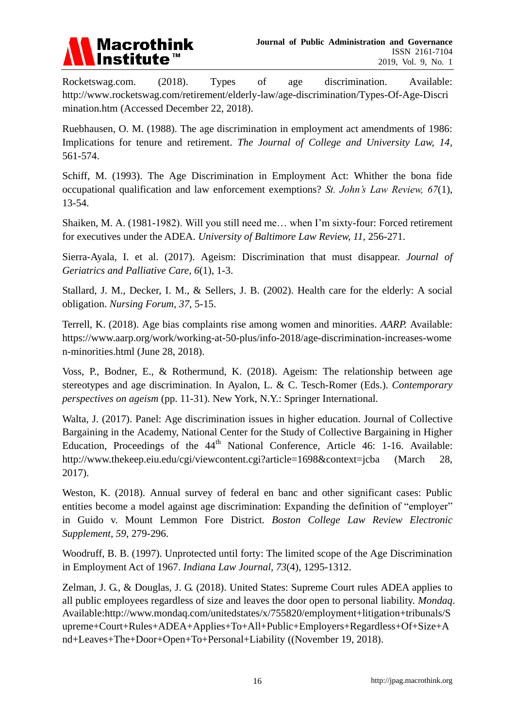Rocketswag.com. (2018). Types of age discrimination. Available: http://www.rocketswag.com/retirement/elderly-law/age-discrimination/Types-Of-Age-Discrimination.htm (Accessed December 22, 2018).

Ruebhausen, O. M. (1988). The age discrimination in employment act amendments of 1986: Implications for tenure and retirement. *The Journal of College and University Law, 14*, 561-574.

Schiff, M. (1993). The Age Discrimination in Employment Act: Whither the bona fide occupational qualification and law enforcement exemptions? *St. John's Law Review, 67*(1), 13-54.

Shaiken, M. A. (1981-1982). Will you still need me… when I'm sixty-four: Forced retirement for executives under the ADEA. *University of Baltimore Law Review, 11*, 256-271.

Sierra-Ayala, I. et al. (2017). Ageism: Discrimination that must disappear. *Journal of Geriatrics and Palliative Care, 6*(1), 1-3.

Stallard, J. M., Decker, I. M., & Sellers, J. B. (2002). Health care for the elderly: A social obligation. *Nursing Forum, 37*, 5-15.

Terrell, K. (2018). Age bias complaints rise among women and minorities. *AARP.* Available: https://www.aarp.org/work/working-at-50-plus/info-2018/age-discrimination-increases-women-minorities.html (June 28, 2018).

Voss, P., Bodner, E., & Rothermund, K. (2018). Ageism: The relationship between age stereotypes and age discrimination. In Ayalon, L. & C. Tesch-Romer (Eds.). *Contemporary perspectives on ageism* (pp. 11-31). New York, N.Y.: Springer International.

Walta, J. (2017). Panel: Age discrimination issues in higher education. Journal of Collective Bargaining in the Academy, National Center for the Study of Collective Bargaining in Higher Education, Proceedings of the 44th National Conference, Article 46: 1-16. Available: http://www.thekeep.eiu.edu/cgi/viewcontent.cgi?article=1698&context=jcba (March 28, 2017).

Weston, K. (2018). Annual survey of federal en banc and other significant cases: Public entities become a model against age discrimination: Expanding the definition of "employer" in Guido v. Mount Lemmon Fore District. *Boston College Law Review Electronic Supplement, 59*, 279-296.

Woodruff, B. B. (1997). Unprotected until forty: The limited scope of the Age Discrimination in Employment Act of 1967. *Indiana Law Journal, 73*(4), 1295-1312.

Zelman, J. G., & Douglas, J. G. (2018). United States: Supreme Court rules ADEA applies to all public employees regardless of size and leaves the door open to personal liability. *Mondaq*. Available:http://www.mondaq.com/unitedstates/x/755820/employment+litigation+tribunals/Supreme+Court+Rules+ADEA+Applies+To+All+Public+Employers+Regardless+Of+Size+And+Leaves+The+Door+Open+To+Personal+Liability ((November 19, 2018).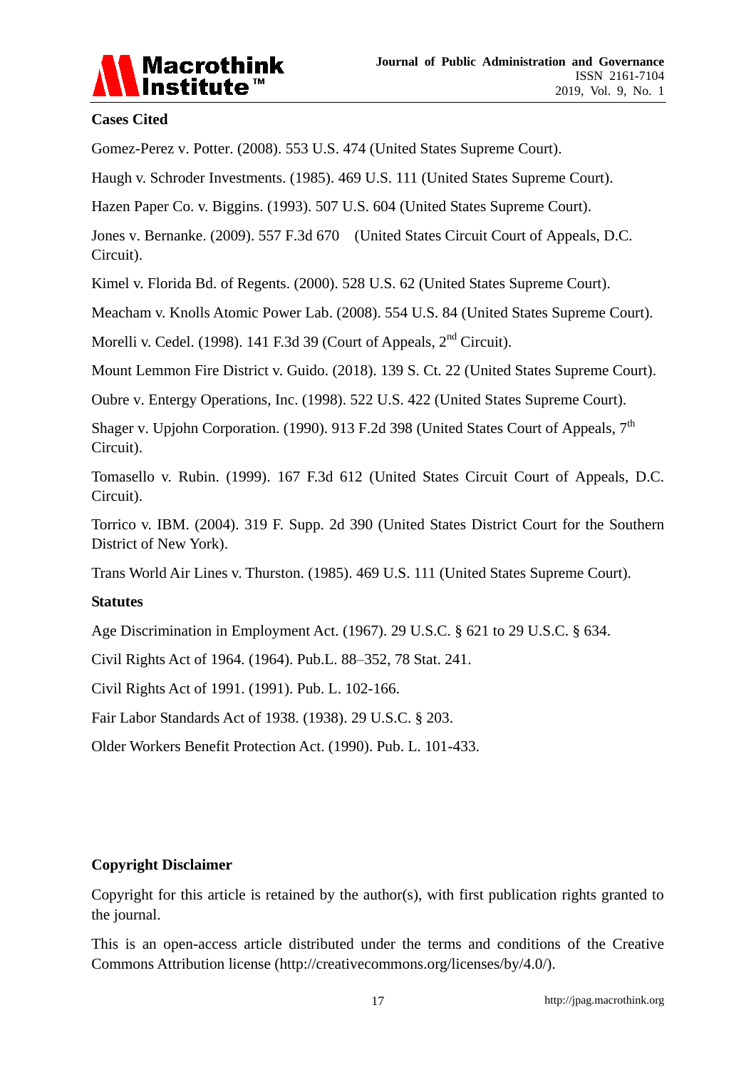**Cases Cited**

Gomez-Perez v. Potter. (2008). 553 U.S. 474 (United States Supreme Court).

Haugh v. Schroder Investments. (1985). 469 U.S. 111 (United States Supreme Court).

Hazen Paper Co. v. Biggins. (1993). 507 U.S. 604 (United States Supreme Court).

Jones v. Bernanke. (2009). 557 F.3d 670 (United States Circuit Court of Appeals, D.C. Circuit).

Kimel v. Florida Bd. of Regents. (2000). 528 U.S. 62 (United States Supreme Court).

Meacham v. Knolls Atomic Power Lab. (2008). 554 U.S. 84 (United States Supreme Court).

Morelli v. Cedel. (1998). 141 F.3d 39 (Court of Appeals, 2nd Circuit).

Mount Lemmon Fire District v. Guido. (2018). 139 S. Ct. 22 (United States Supreme Court).

Oubre v. Entergy Operations, Inc. (1998). 522 U.S. 422 (United States Supreme Court).

Shager v. Upjohn Corporation. (1990). 913 F.2d 398 (United States Court of Appeals, 7th Circuit).

Tomasello v. Rubin. (1999). 167 F.3d 612 (United States Circuit Court of Appeals, D.C. Circuit).

Torrico v. IBM. (2004). 319 F. Supp. 2d 390 (United States District Court for the Southern District of New York).

Trans World Air Lines v. Thurston. (1985). 469 U.S. 111 (United States Supreme Court).

**Statutes**

Age Discrimination in Employment Act. (1967). 29 U.S.C. § 621 to 29 U.S.C. § 634.

Civil Rights Act of 1964. (1964). Pub.L. 88–352, 78 Stat. 241.

Civil Rights Act of 1991. (1991). Pub. L. 102-166.

Fair Labor Standards Act of 1938. (1938). 29 U.S.C. § 203.

Older Workers Benefit Protection Act. (1990). Pub. L. 101-433.

**Copyright Disclaimer**

Copyright for this article is retained by the author(s), with first publication rights granted to the journal.

This is an open-access article distributed under the terms and conditions of the Creative Commons Attribution license (http://creativecommons.org/licenses/by/4.0/).